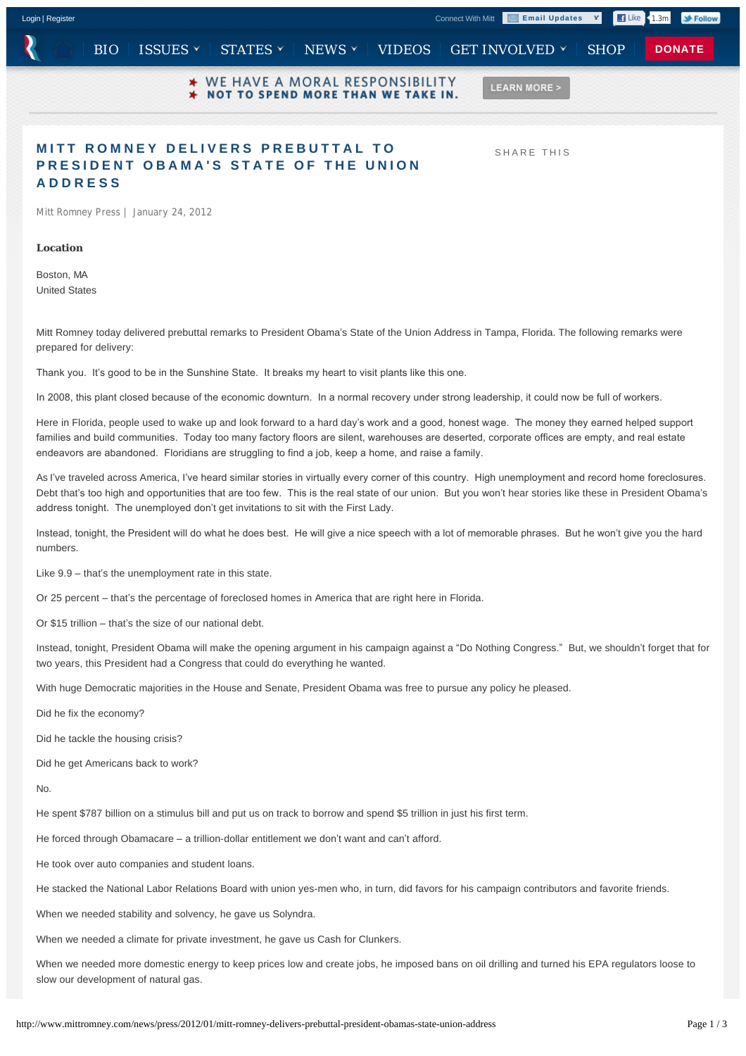# MITT ROMNEY DELIVERS PREBUTTAL TO PRESIDENT OBAMA'S STATE OF THE UNION ADDRESS

Mitt Romney Press | January 24, 2012

**Location**

Boston, MA
United States

Mitt Romney today delivered prebuttal remarks to President Obama's State of the Union Address in Tampa, Florida. The following remarks were prepared for delivery:

Thank you. It's good to be in the Sunshine State. It breaks my heart to visit plants like this one.

In 2008, this plant closed because of the economic downturn. In a normal recovery under strong leadership, it could now be full of workers.

Here in Florida, people used to wake up and look forward to a hard day's work and a good, honest wage. The money they earned helped support families and build communities. Today too many factory floors are silent, warehouses are deserted, corporate offices are empty, and real estate endeavors are abandoned. Floridians are struggling to find a job, keep a home, and raise a family.

As I've traveled across America, I've heard similar stories in virtually every corner of this country. High unemployment and record home foreclosures. Debt that's too high and opportunities that are too few. This is the real state of our union. But you won't hear stories like these in President Obama's address tonight. The unemployed don't get invitations to sit with the First Lady.

Instead, tonight, the President will do what he does best. He will give a nice speech with a lot of memorable phrases. But he won't give you the hard numbers.

Like 9.9 – that's the unemployment rate in this state.

Or 25 percent – that's the percentage of foreclosed homes in America that are right here in Florida.

Or $15 trillion – that's the size of our national debt.

Instead, tonight, President Obama will make the opening argument in his campaign against a "Do Nothing Congress." But, we shouldn't forget that for two years, this President had a Congress that could do everything he wanted.

With huge Democratic majorities in the House and Senate, President Obama was free to pursue any policy he pleased.

Did he fix the economy?

Did he tackle the housing crisis?

Did he get Americans back to work?

No.

He spent $787 billion on a stimulus bill and put us on track to borrow and spend $5 trillion in just his first term.

He forced through Obamacare – a trillion-dollar entitlement we don't want and can't afford.

He took over auto companies and student loans.

He stacked the National Labor Relations Board with union yes-men who, in turn, did favors for his campaign contributors and favorite friends.

When we needed stability and solvency, he gave us Solyndra.

When we needed a climate for private investment, he gave us Cash for Clunkers.

When we needed more domestic energy to keep prices low and create jobs, he imposed bans on oil drilling and turned his EPA regulators loose to slow our development of natural gas.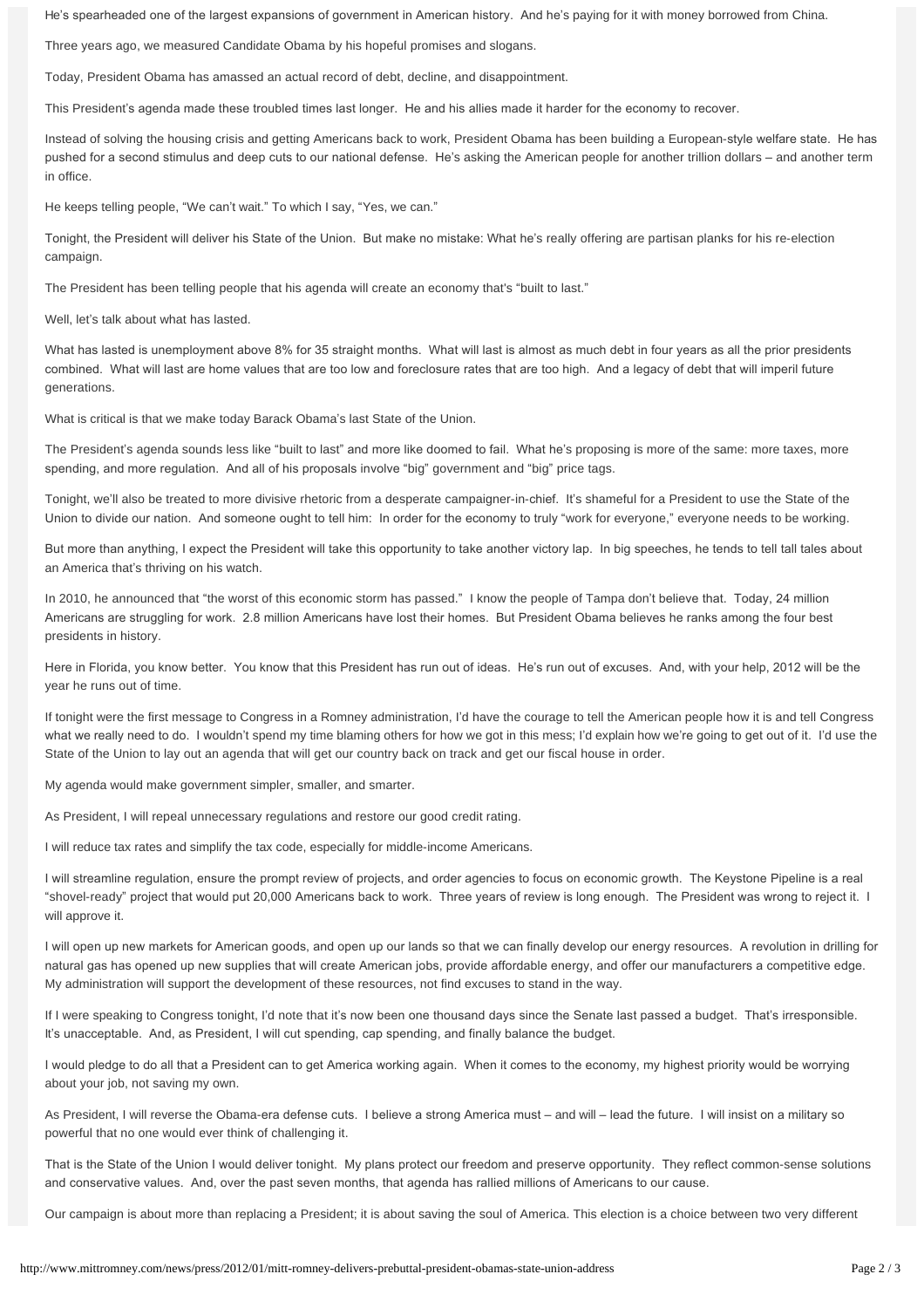He's spearheaded one of the largest expansions of government in American history. And he's paying for it with money borrowed from China.

Three years ago, we measured Candidate Obama by his hopeful promises and slogans.

Today, President Obama has amassed an actual record of debt, decline, and disappointment.

This President's agenda made these troubled times last longer. He and his allies made it harder for the economy to recover.

Instead of solving the housing crisis and getting Americans back to work, President Obama has been building a European-style welfare state. He has pushed for a second stimulus and deep cuts to our national defense. He's asking the American people for another trillion dollars – and another term in office.

He keeps telling people, "We can't wait." To which I say, "Yes, we can."

Tonight, the President will deliver his State of the Union. But make no mistake: What he's really offering are partisan planks for his re-election campaign.

The President has been telling people that his agenda will create an economy that's "built to last."

Well, let's talk about what has lasted.

What has lasted is unemployment above 8% for 35 straight months. What will last is almost as much debt in four years as all the prior presidents combined. What will last are home values that are too low and foreclosure rates that are too high. And a legacy of debt that will imperil future generations.

What is critical is that we make today Barack Obama's last State of the Union.

The President's agenda sounds less like "built to last" and more like doomed to fail. What he's proposing is more of the same: more taxes, more spending, and more regulation. And all of his proposals involve "big" government and "big" price tags.

Tonight, we'll also be treated to more divisive rhetoric from a desperate campaigner-in-chief. It's shameful for a President to use the State of the Union to divide our nation. And someone ought to tell him: In order for the economy to truly "work for everyone," everyone needs to be working.

But more than anything, I expect the President will take this opportunity to take another victory lap. In big speeches, he tends to tell tall tales about an America that's thriving on his watch.

In 2010, he announced that "the worst of this economic storm has passed." I know the people of Tampa don't believe that. Today, 24 million Americans are struggling for work. 2.8 million Americans have lost their homes. But President Obama believes he ranks among the four best presidents in history.

Here in Florida, you know better. You know that this President has run out of ideas. He's run out of excuses. And, with your help, 2012 will be the year he runs out of time.

If tonight were the first message to Congress in a Romney administration, I'd have the courage to tell the American people how it is and tell Congress what we really need to do. I wouldn't spend my time blaming others for how we got in this mess; I'd explain how we're going to get out of it. I'd use the State of the Union to lay out an agenda that will get our country back on track and get our fiscal house in order.

My agenda would make government simpler, smaller, and smarter.

As President, I will repeal unnecessary regulations and restore our good credit rating.

I will reduce tax rates and simplify the tax code, especially for middle-income Americans.

I will streamline regulation, ensure the prompt review of projects, and order agencies to focus on economic growth. The Keystone Pipeline is a real "shovel-ready" project that would put 20,000 Americans back to work. Three years of review is long enough. The President was wrong to reject it. I will approve it.

I will open up new markets for American goods, and open up our lands so that we can finally develop our energy resources. A revolution in drilling for natural gas has opened up new supplies that will create American jobs, provide affordable energy, and offer our manufacturers a competitive edge. My administration will support the development of these resources, not find excuses to stand in the way.

If I were speaking to Congress tonight, I'd note that it's now been one thousand days since the Senate last passed a budget. That's irresponsible. It's unacceptable. And, as President, I will cut spending, cap spending, and finally balance the budget.

I would pledge to do all that a President can to get America working again. When it comes to the economy, my highest priority would be worrying about your job, not saving my own.

As President, I will reverse the Obama-era defense cuts. I believe a strong America must – and will – lead the future. I will insist on a military so powerful that no one would ever think of challenging it.

That is the State of the Union I would deliver tonight. My plans protect our freedom and preserve opportunity. They reflect common-sense solutions and conservative values. And, over the past seven months, that agenda has rallied millions of Americans to our cause.

Our campaign is about more than replacing a President; it is about saving the soul of America. This election is a choice between two very different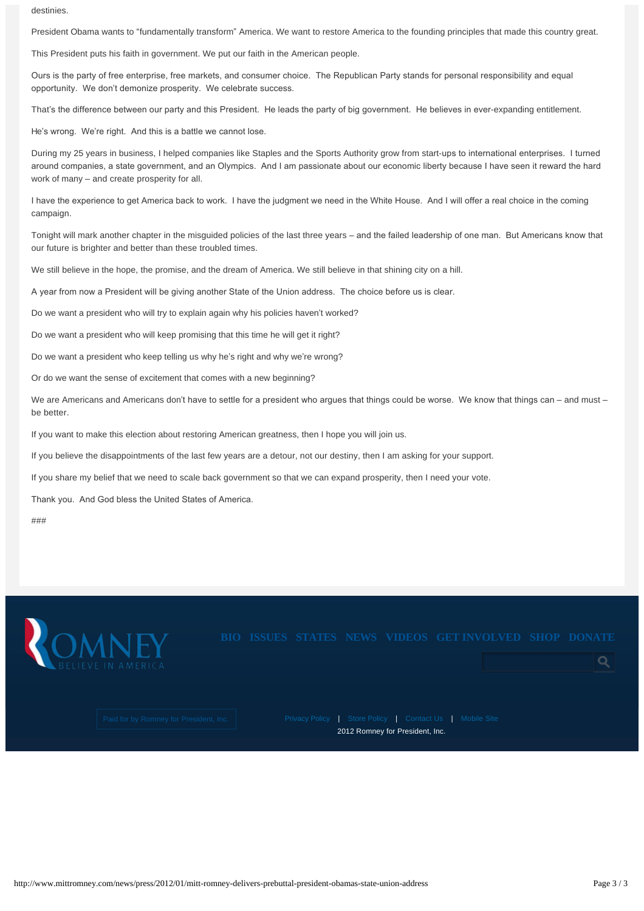destinies.

President Obama wants to "fundamentally transform" America. We want to restore America to the founding principles that made this country great.

This President puts his faith in government. We put our faith in the American people.

Ours is the party of free enterprise, free markets, and consumer choice. The Republican Party stands for personal responsibility and equal opportunity. We don't demonize prosperity. We celebrate success.

That's the difference between our party and this President. He leads the party of big government. He believes in ever-expanding entitlement.

He's wrong. We're right. And this is a battle we cannot lose.

During my 25 years in business, I helped companies like Staples and the Sports Authority grow from start-ups to international enterprises. I turned around companies, a state government, and an Olympics. And I am passionate about our economic liberty because I have seen it reward the hard work of many – and create prosperity for all.

I have the experience to get America back to work. I have the judgment we need in the White House. And I will offer a real choice in the coming campaign.

Tonight will mark another chapter in the misguided policies of the last three years – and the failed leadership of one man. But Americans know that our future is brighter and better than these troubled times.

We still believe in the hope, the promise, and the dream of America. We still believe in that shining city on a hill.

A year from now a President will be giving another State of the Union address. The choice before us is clear.

Do we want a president who will try to explain again why his policies haven't worked?

Do we want a president who will keep promising that this time he will get it right?

Do we want a president who keep telling us why he's right and why we're wrong?

Or do we want the sense of excitement that comes with a new beginning?

We are Americans and Americans don't have to settle for a president who argues that things could be worse. We know that things can – and must – be better.

If you want to make this election about restoring American greatness, then I hope you will join us.

If you believe the disappointments of the last few years are a detour, not our destiny, then I am asking for your support.

If you share my belief that we need to scale back government so that we can expand prosperity, then I need your vote.

Thank you. And God bless the United States of America.

###

ROMNEY
BELIEVE IN AMERICA

BIO ISSUES STATES NEWS VIDEOS GET INVOLVED SHOP DONATE

Paid for by Romney for President, Inc.

Privacy Policy | Store Policy | Contact Us | Mobile Site

2012 Romney for President, Inc.